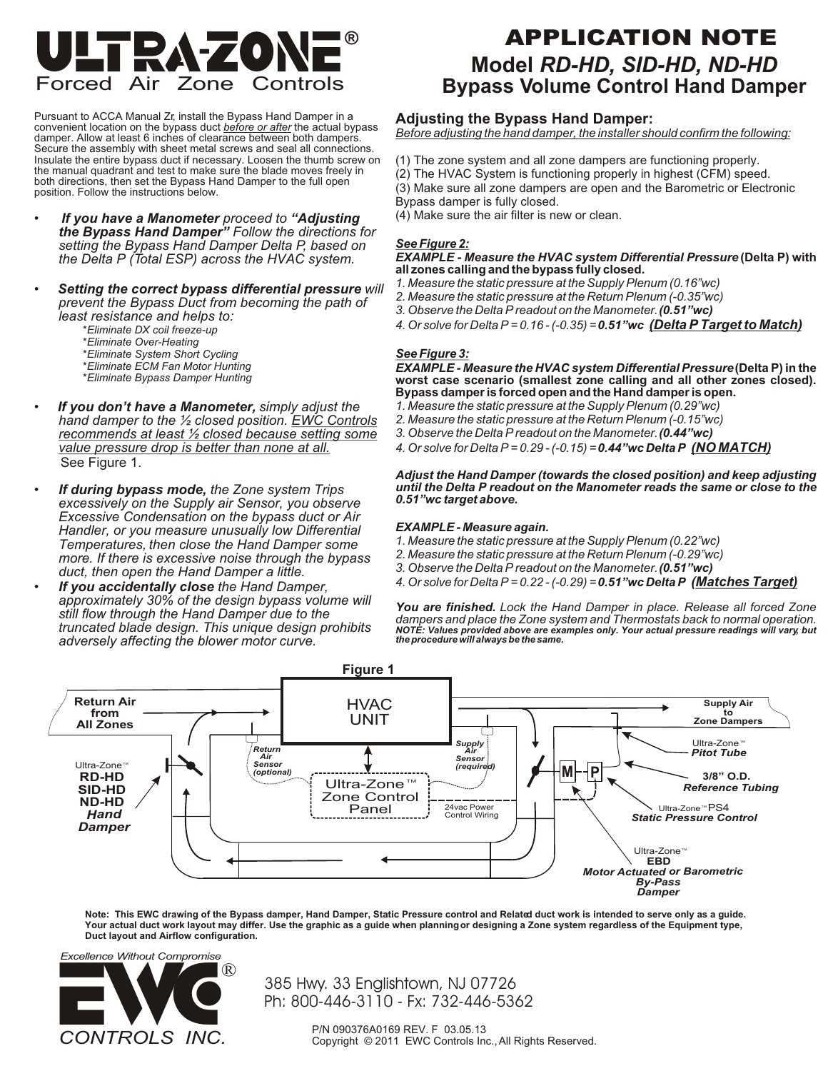# ULTRA-ZONE®
Forced Air Zone Controls

# APPLICATION NOTE
## Model *RD-HD, SID-HD, ND-HD*
## Bypass Volume Control Hand Damper

Pursuant to ACCA Manual Zr, install the Bypass Hand Damper in a convenient location on the bypass duct *before or after* the actual bypass damper. Allow at least 6 inches of clearance between both dampers. Secure the assembly with sheet metal screws and seal all connections. Insulate the entire bypass duct if necessary. Loosen the thumb screw on the manual quadrant and test to make sure the blade moves freely in both directions, then set the Bypass Hand Damper to the full open position. Follow the instructions below.

- ***If you have a Manometer*** *proceed to* ***"Adjusting the Bypass Hand Damper"*** *Follow the directions for setting the Bypass Hand Damper Delta P, based on the Delta P (Total ESP) across the HVAC system.*
- ***Setting the correct bypass differential pressure*** *will prevent the Bypass Duct from becoming the path of least resistance and helps to:*
  - *\*Eliminate DX coil freeze-up*
  - *\*Eliminate Over-Heating*
  - *\*Eliminate System Short Cycling*
  - *\*Eliminate ECM Fan Motor Hunting*
  - *\*Eliminate Bypass Damper Hunting*
- ***If you don't have a Manometer,*** *simply adjust the hand damper to the ½ closed position. EWC Controls recommends at least ½ closed because setting some value pressure drop is better than none at all.* See Figure 1.
- ***If during bypass mode,*** *the Zone system Trips excessively on the Supply air Sensor, you observe Excessive Condensation on the bypass duct or Air Handler, or you measure unusually low Differential Temperatures, then close the Hand Damper some more. If there is excessive noise through the bypass duct, then open the Hand Damper a little.*
- ***If you accidentally close*** *the Hand Damper, approximately 30% of the design bypass volume will still flow through the Hand Damper due to the truncated blade design. This unique design prohibits adversely affecting the blower motor curve.*

### Adjusting the Bypass Hand Damper:

*Before adjusting the hand damper, the installer should confirm the following:*

(1) The zone system and all zone dampers are functioning properly.
(2) The HVAC System is functioning properly in highest (CFM) speed.
(3) Make sure all zone dampers are open and the Barometric or Electronic Bypass damper is fully closed.
(4) Make sure the air filter is new or clean.

***See Figure 2:***

***EXAMPLE - Measure the HVAC system Differential Pressure*** **(Delta P) with all zones calling and the bypass fully closed.**

1. *Measure the static pressure at the Supply Plenum (0.16"wc)*
2. *Measure the static pressure at the Return Plenum (-0.35"wc)*
3. *Observe the Delta P readout on the Manometer.* ***(0.51"wc)***
4. *Or solve for Delta P = 0.16 - (-0.35) =* ***0.51"wc*** ***(Delta P Target to Match)***

***See Figure 3:***

***EXAMPLE - Measure the HVAC system Differential Pressure*** **(Delta P) in the worst case scenario (smallest zone calling and all other zones closed). Bypass damper is forced open and the Hand damper is open.**

1. *Measure the static pressure at the Supply Plenum (0.29"wc)*
2. *Measure the static pressure at the Return Plenum (-0.15"wc)*
3. *Observe the Delta P readout on the Manometer.* ***(0.44"wc)***
4. *Or solve for Delta P = 0.29 - (-0.15) =* ***0.44"wc Delta P*** ***(NO MATCH)***

***Adjust the Hand Damper (towards the closed position) and keep adjusting until the Delta P readout on the Manometer reads the same or close to the 0.51"wc target above.***

***EXAMPLE - Measure again.***

1. *Measure the static pressure at the Supply Plenum (0.22"wc)*
2. *Measure the static pressure at the Return Plenum (-0.29"wc)*
3. *Observe the Delta P readout on the Manometer.* ***(0.51"wc)***
4. *Or solve for Delta P = 0.22 - (-0.29) =* ***0.51"wc Delta P*** ***(Matches Target)***

***You are finished.*** *Lock the Hand Damper in place. Release all forced Zone dampers and place the Zone system and Thermostats back to normal operation.*
***NOTE: Values provided above are examples only. Your actual pressure readings will vary, but the procedure will always be the same.***

**Figure 1**

Return Air from All Zones; HVAC UNIT; Supply Air to Zone Dampers; Ultra-Zone™ Pitot Tube; Return Air Sensor (optional); Supply Air Sensor (required); Ultra-Zone™ RD-HD SID-HD ND-HD Hand Damper; Ultra-Zone™ Zone Control Panel; 24vac Power Control Wiring; M; P; 3/8" O.D. Reference Tubing; Ultra-Zone™ PS4 Static Pressure Control; Ultra-Zone™ EBD Motor Actuated or Barometric By-Pass Damper

**Note: This EWC drawing of the Bypass damper, Hand Damper, Static Pressure control and Related duct work is intended to serve only as a guide. Your actual duct work layout may differ. Use the graphic as a guide when planning or designing a Zone system regardless of the Equipment type, Duct layout and Airflow configuration.**

*Excellence Without Compromise*
EWC® CONTROLS INC.

385 Hwy. 33 Englishtown, NJ 07726
Ph: 800-446-3110 - Fx: 732-446-5362

P/N 090376A0169 REV. F 03.05.13
Copyright © 2011 EWC Controls Inc., All Rights Reserved.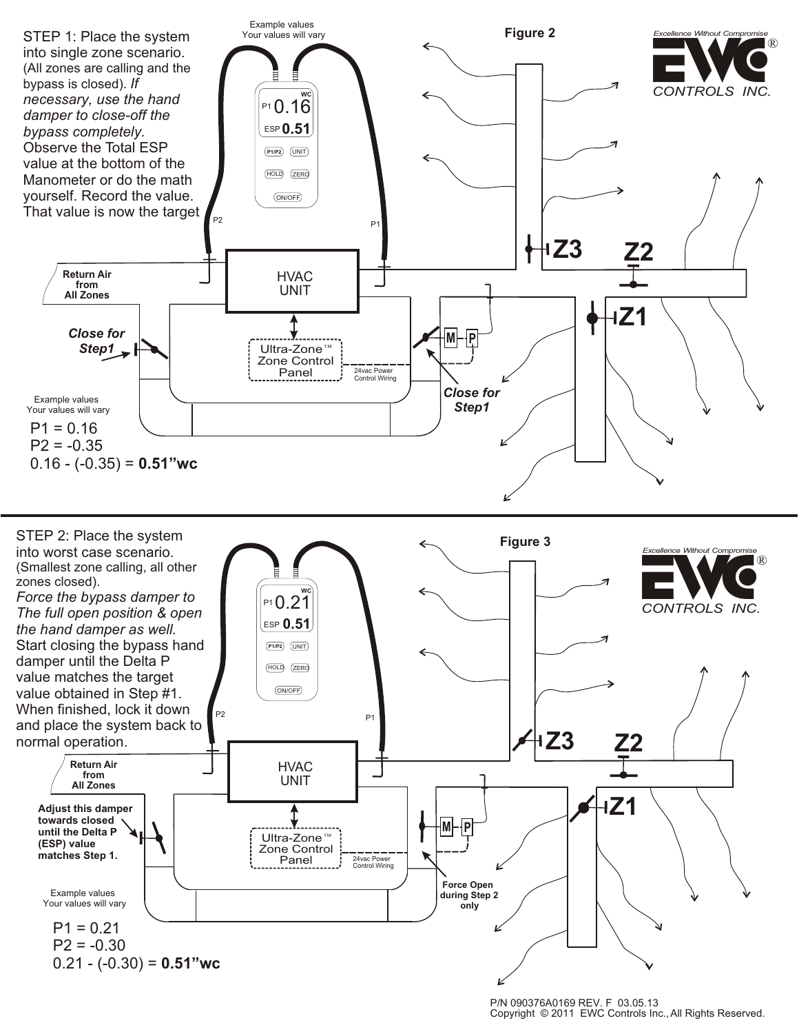STEP 1: Place the system into single zone scenario. (All zones are calling and the bypass is closed). *If necessary, use the hand damper to close-off the bypass completely.* Observe the Total ESP value at the bottom of the Manometer or do the math yourself. Record the value. That value is now the target

Example values
Your values will vary

**Figure 2**

*Excellence Without Compromise*
EWC
CONTROLS INC.

WC
P1 0.16
ESP **0.51**
P1/P2 UNIT
HOLD ZERO
ON/OFF

P2
P1

Return Air from All Zones

HVAC UNIT

Z3
Z2
Z1

***Close for Step1***

Ultra-Zone™ Zone Control Panel

24vac Power Control Wiring

M P

***Close for Step1***

Example values
Your values will vary

P1 = 0.16
P2 = -0.35
0.16 - (-0.35) = **0.51"wc**

---

STEP 2: Place the system into worst case scenario. (Smallest zone calling, all other zones closed). *Force the bypass damper to The full open position & open the hand damper as well.* Start closing the bypass hand damper until the Delta P value matches the target value obtained in Step #1. When finished, lock it down and place the system back to normal operation.

**Figure 3**

*Excellence Without Compromise*
EWC
CONTROLS INC.

WC
P1 0.21
ESP **0.51**
P1/P2 UNIT
HOLD ZERO
ON/OFF

P2
P1

Return Air from All Zones

HVAC UNIT

Z3
Z2
Z1

**Adjust this damper towards closed until the Delta P (ESP) value matches Step 1.**

Ultra-Zone™ Zone Control Panel

24vac Power Control Wiring

M P

**Force Open during Step 2 only**

Example values
Your values will vary

P1 = 0.21
P2 = -0.30
0.21 - (-0.30) = **0.51"wc**

P/N 090376A0169 REV. F 03.05.13
Copyright © 2011 EWC Controls Inc., All Rights Reserved.